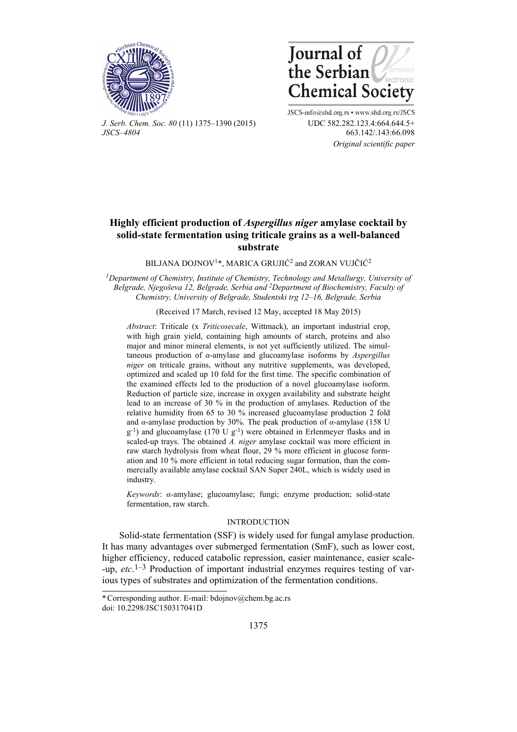UDC 582.282.123.4:664.644.5+
663.142/.143:66.098

*Original scientific paper*

# Highly efficient production of *Aspergillus niger* amylase cocktail by solid-state fermentation using triticale grains as a well-balanced substrate

BILJANA DOJNOV[1]*, MARICA GRUJIĆ[2] and ZORAN VUJČIĆ[2]

[1]*Department of Chemistry, Institute of Chemistry, Technology and Metallurgy, University of Belgrade, Njegoševa 12, Belgrade, Serbia and* [2]*Department of Biochemistry, Faculty of Chemistry, University of Belgrade, Studentski trg 12–16, Belgrade, Serbia*

(Received 17 March, revised 12 May, accepted 18 May 2015)

*Abstract*: Triticale (x *Triticosecale*, Wittmack), an important industrial crop, with high grain yield, containing high amounts of starch, proteins and also major and minor mineral elements, is not yet sufficiently utilized. The simultaneous production of *α*-amylase and glucoamylase isoforms by *Aspergillus niger* on triticale grains, without any nutritive supplements, was developed, optimized and scaled up 10 fold for the first time. The specific combination of the examined effects led to the production of a novel glucoamylase isoform. Reduction of particle size, increase in oxygen availability and substrate height lead to an increase of 30 % in the production of amylases. Reduction of the relative humidity from 65 to 30 % increased glucoamylase production 2 fold and *α*-amylase production by 30%. The peak production of *α*-amylase (158 U $g^{-1}$) and glucoamylase (170 U $g^{-1}$) were obtained in Erlenmeyer flasks and in scaled-up trays. The obtained *A. niger* amylase cocktail was more efficient in raw starch hydrolysis from wheat flour, 29 % more efficient in glucose formation and 10 % more efficient in total reducing sugar formation, than the commercially available amylase cocktail SAN Super 240L, which is widely used in industry.

*Keywords*: *α*-amylase; glucoamylase; fungi; enzyme production; solid-state fermentation, raw starch.

## INTRODUCTION

Solid-state fermentation (SSF) is widely used for fungal amylase production. It has many advantages over submerged fermentation (SmF), such as lower cost, higher efficiency, reduced catabolic repression, easier maintenance, easier scale-up, *etc*.[1–3] Production of important industrial enzymes requires testing of various types of substrates and optimization of the fermentation conditions.

---

\* Corresponding author. E-mail: bdojnov@chem.bg.ac.rs
doi: 10.2298/JSC150317041D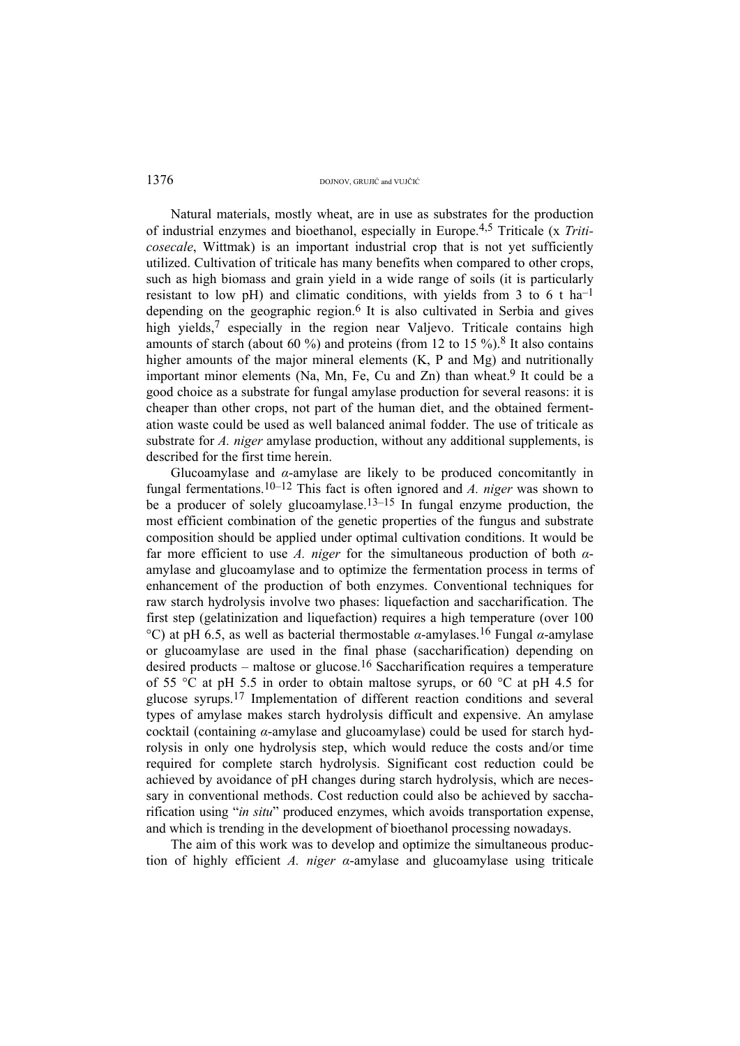Natural materials, mostly wheat, are in use as substrates for the production of industrial enzymes and bioethanol, especially in Europe.[4,5] Triticale (x *Triticosecale*, Wittmak) is an important industrial crop that is not yet sufficiently utilized. Cultivation of triticale has many benefits when compared to other crops, such as high biomass and grain yield in a wide range of soils (it is particularly resistant to low pH) and climatic conditions, with yields from 3 to 6 t $ha^{-1}$ depending on the geographic region.[6] It is also cultivated in Serbia and gives high yields,[7] especially in the region near Valjevo. Triticale contains high amounts of starch (about 60 %) and proteins (from 12 to 15 %).[8] It also contains higher amounts of the major mineral elements (K, P and Mg) and nutritionally important minor elements (Na, Mn, Fe, Cu and Zn) than wheat.[9] It could be a good choice as a substrate for fungal amylase production for several reasons: it is cheaper than other crops, not part of the human diet, and the obtained fermentation waste could be used as well balanced animal fodder. The use of triticale as substrate for *A. niger* amylase production, without any additional supplements, is described for the first time herein.

Glucoamylase and *α*-amylase are likely to be produced concomitantly in fungal fermentations.[10–12] This fact is often ignored and *A. niger* was shown to be a producer of solely glucoamylase.[13–15] In fungal enzyme production, the most efficient combination of the genetic properties of the fungus and substrate composition should be applied under optimal cultivation conditions. It would be far more efficient to use *A. niger* for the simultaneous production of both *α*-amylase and glucoamylase and to optimize the fermentation process in terms of enhancement of the production of both enzymes. Conventional techniques for raw starch hydrolysis involve two phases: liquefaction and saccharification. The first step (gelatinization and liquefaction) requires a high temperature (over 100 °C) at pH 6.5, as well as bacterial thermostable *α*-amylases.[16] Fungal *α*-amylase or glucoamylase are used in the final phase (saccharification) depending on desired products – maltose or glucose.[16] Saccharification requires a temperature of 55 °C at pH 5.5 in order to obtain maltose syrups, or 60 °C at pH 4.5 for glucose syrups.[17] Implementation of different reaction conditions and several types of amylase makes starch hydrolysis difficult and expensive. An amylase cocktail (containing *α*-amylase and glucoamylase) could be used for starch hydrolysis in only one hydrolysis step, which would reduce the costs and/or time required for complete starch hydrolysis. Significant cost reduction could be achieved by avoidance of pH changes during starch hydrolysis, which are necessary in conventional methods. Cost reduction could also be achieved by saccharification using "*in situ*" produced enzymes, which avoids transportation expense, and which is trending in the development of bioethanol processing nowadays.

The aim of this work was to develop and optimize the simultaneous production of highly efficient *A. niger* *α*-amylase and glucoamylase using triticale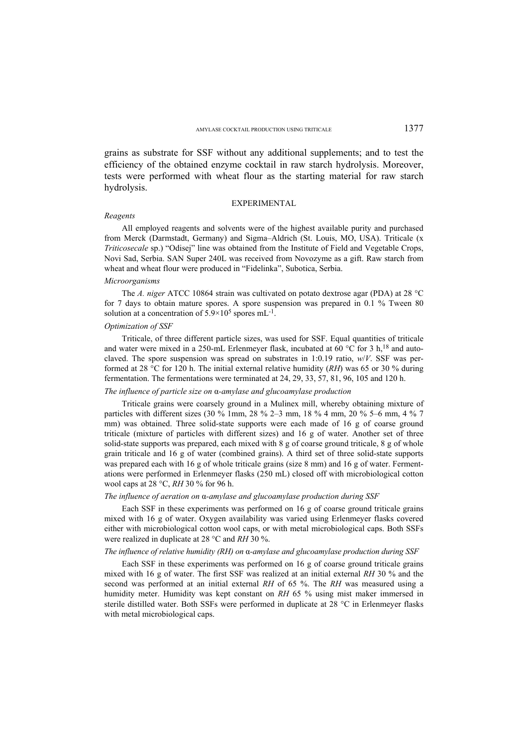grains as substrate for SSF without any additional supplements; and to test the efficiency of the obtained enzyme cocktail in raw starch hydrolysis. Moreover, tests were performed with wheat flour as the starting material for raw starch hydrolysis.

## EXPERIMENTAL

### *Reagents*

All employed reagents and solvents were of the highest available purity and purchased from Merck (Darmstadt, Germany) and Sigma–Aldrich (St. Louis, MO, USA). Triticale (x *Triticosecale* sp.) "Odisej" line was obtained from the Institute of Field and Vegetable Crops, Novi Sad, Serbia. SAN Super 240L was received from Novozyme as a gift. Raw starch from wheat and wheat flour were produced in "Fidelinka", Subotica, Serbia.

### *Microorganisms*

The *A. niger* ATCC 10864 strain was cultivated on potato dextrose agar (PDA) at 28 °C for 7 days to obtain mature spores. A spore suspension was prepared in 0.1 % Tween 80 solution at a concentration of $5.9\times10^5$ spores $mL^{-1}$.

### *Optimization of SSF*

Triticale, of three different particle sizes, was used for SSF. Equal quantities of triticale and water were mixed in a 250-mL Erlenmeyer flask, incubated at 60 °C for 3 h,[18] and autoclaved. The spore suspension was spread on substrates in 1:0.19 ratio, *w*/*V*. SSF was performed at 28 °C for 120 h. The initial external relative humidity (*RH*) was 65 or 30 % during fermentation. The fermentations were terminated at 24, 29, 33, 57, 81, 96, 105 and 120 h.

### *The influence of particle size on* α*-amylase and glucoamylase production*

Triticale grains were coarsely ground in a Mulinex mill, whereby obtaining mixture of particles with different sizes (30 % 1mm, 28 % 2–3 mm, 18 % 4 mm, 20 % 5–6 mm, 4 % 7 mm) was obtained. Three solid-state supports were each made of 16 g of coarse ground triticale (mixture of particles with different sizes) and 16 g of water. Another set of three solid-state supports was prepared, each mixed with 8 g of coarse ground triticale, 8 g of whole grain triticale and 16 g of water (combined grains). A third set of three solid-state supports was prepared each with 16 g of whole triticale grains (size 8 mm) and 16 g of water. Fermentations were performed in Erlenmeyer flasks (250 mL) closed off with microbiological cotton wool caps at 28 °C, *RH* 30 % for 96 h.

### *The influence of aeration on* α*-amylase and glucoamylase production during SSF*

Each SSF in these experiments was performed on 16 g of coarse ground triticale grains mixed with 16 g of water. Oxygen availability was varied using Erlenmeyer flasks covered either with microbiological cotton wool caps, or with metal microbiological caps. Both SSFs were realized in duplicate at 28 °C and *RH* 30 %.

### *The influence of relative humidity (RH) on* α*-amylase and glucoamylase production during SSF*

Each SSF in these experiments was performed on 16 g of coarse ground triticale grains mixed with 16 g of water. The first SSF was realized at an initial external *RH* 30 % and the second was performed at an initial external *RH* of 65 %. The *RH* was measured using a humidity meter. Humidity was kept constant on *RH* 65 % using mist maker immersed in sterile distilled water. Both SSFs were performed in duplicate at 28 °C in Erlenmeyer flasks with metal microbiological caps.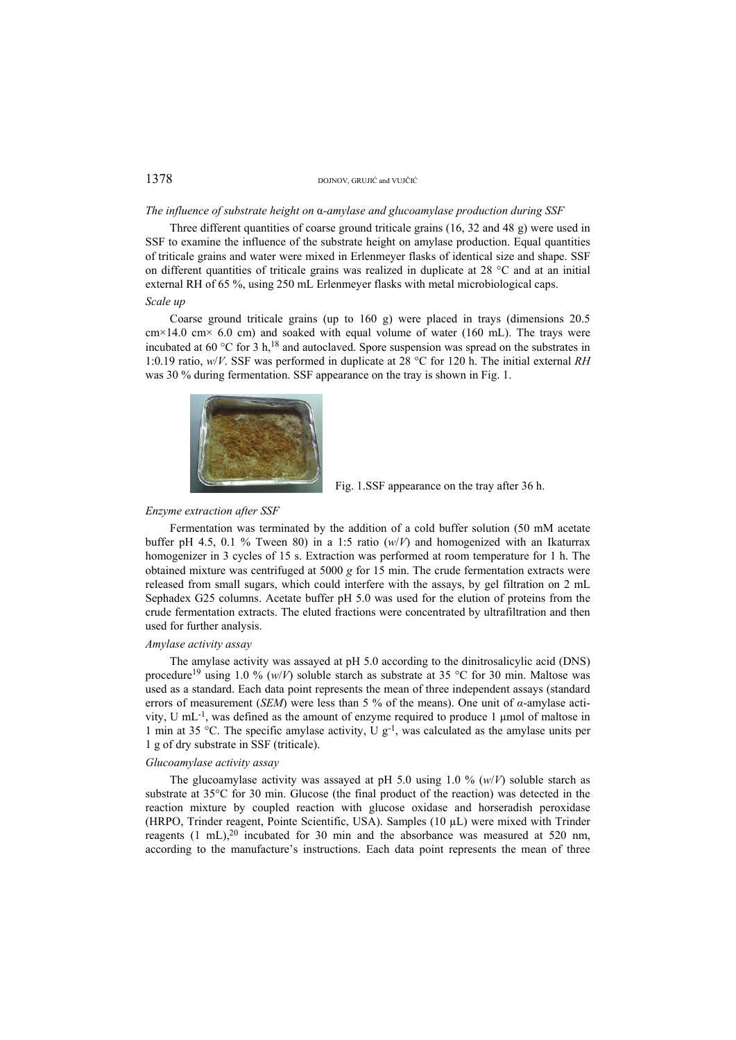*The influence of substrate height on α-amylase and glucoamylase production during SSF*

Three different quantities of coarse ground triticale grains (16, 32 and 48 g) were used in SSF to examine the influence of the substrate height on amylase production. Equal quantities of triticale grains and water were mixed in Erlenmeyer flasks of identical size and shape. SSF on different quantities of triticale grains was realized in duplicate at 28 °C and at an initial external RH of 65 %, using 250 mL Erlenmeyer flasks with metal microbiological caps.

*Scale up*

Coarse ground triticale grains (up to 160 g) were placed in trays (dimensions 20.5 cm×14.0 cm× 6.0 cm) and soaked with equal volume of water (160 mL). The trays were incubated at 60 °C for 3 h,[18] and autoclaved. Spore suspension was spread on the substrates in 1:0.19 ratio, *w*/*V*. SSF was performed in duplicate at 28 °C for 120 h. The initial external *RH* was 30 % during fermentation. SSF appearance on the tray is shown in Fig. 1.

Fig. 1.SSF appearance on the tray after 36 h.

*Enzyme extraction after SSF*

Fermentation was terminated by the addition of a cold buffer solution (50 mM acetate buffer pH 4.5, 0.1 % Tween 80) in a 1:5 ratio (*w*/*V*) and homogenized with an Ikaturrax homogenizer in 3 cycles of 15 s. Extraction was performed at room temperature for 1 h. The obtained mixture was centrifuged at 5000 *g* for 15 min. The crude fermentation extracts were released from small sugars, which could interfere with the assays, by gel filtration on 2 mL Sephadex G25 columns. Acetate buffer pH 5.0 was used for the elution of proteins from the crude fermentation extracts. The eluted fractions were concentrated by ultrafiltration and then used for further analysis.

*Amylase activity assay*

The amylase activity was assayed at pH 5.0 according to the dinitrosalicylic acid (DNS) procedure[19] using 1.0 % (*w*/*V*) soluble starch as substrate at 35 °C for 30 min. Maltose was used as a standard. Each data point represents the mean of three independent assays (standard errors of measurement (*SEM*) were less than 5 % of the means). One unit of *α*-amylase activity, U $mL^{-1}$, was defined as the amount of enzyme required to produce 1 μmol of maltose in 1 min at 35 °C. The specific amylase activity, U $g^{-1}$, was calculated as the amylase units per 1 g of dry substrate in SSF (triticale).

*Glucoamylase activity assay*

The glucoamylase activity was assayed at pH 5.0 using 1.0 % (*w*/*V*) soluble starch as substrate at 35°C for 30 min. Glucose (the final product of the reaction) was detected in the reaction mixture by coupled reaction with glucose oxidase and horseradish peroxidase (HRPO, Trinder reagent, Pointe Scientific, USA). Samples (10 μL) were mixed with Trinder reagents (1 mL),[20] incubated for 30 min and the absorbance was measured at 520 nm, according to the manufacture's instructions. Each data point represents the mean of three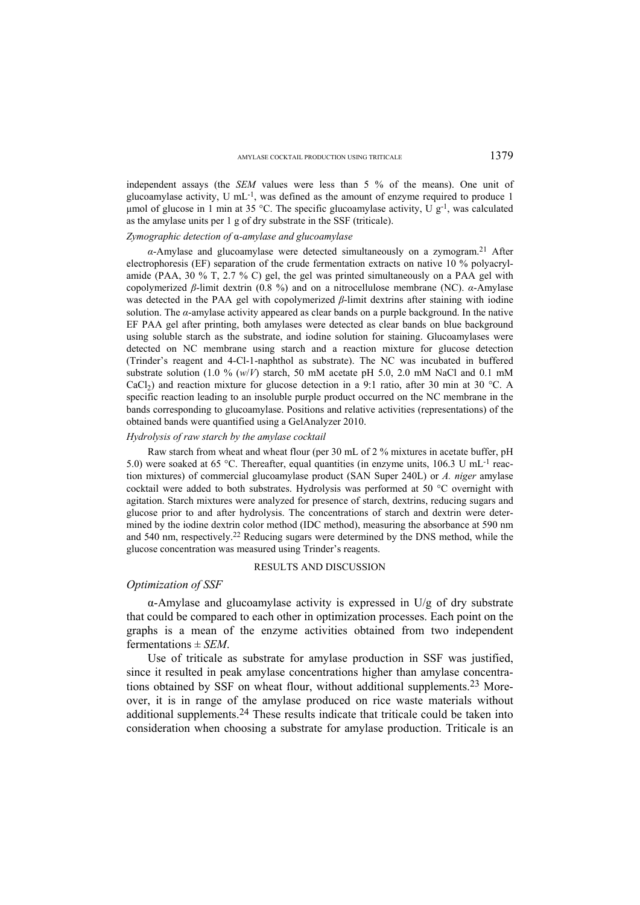independent assays (the *SEM* values were less than 5 % of the means). One unit of glucoamylase activity, U $mL^{-1}$, was defined as the amount of enzyme required to produce 1 µmol of glucose in 1 min at 35 °C. The specific glucoamylase activity, U $g^{-1}$, was calculated as the amylase units per 1 g of dry substrate in the SSF (triticale).

### *Zymographic detection of α-amylase and glucoamylase*

*α*-Amylase and glucoamylase were detected simultaneously on a zymogram.[21] After electrophoresis (EF) separation of the crude fermentation extracts on native 10 % polyacrylamide (PAA, 30 % T, 2.7 % C) gel, the gel was printed simultaneously on a PAA gel with copolymerized *β*-limit dextrin (0.8 %) and on a nitrocellulose membrane (NC). *α*-Amylase was detected in the PAA gel with copolymerized *β*-limit dextrins after staining with iodine solution. The *α*-amylase activity appeared as clear bands on a purple background. In the native EF PAA gel after printing, both amylases were detected as clear bands on blue background using soluble starch as the substrate, and iodine solution for staining. Glucoamylases were detected on NC membrane using starch and a reaction mixture for glucose detection (Trinder's reagent and 4-Cl-1-naphthol as substrate). The NC was incubated in buffered substrate solution (1.0 % (*w*/*V*) starch, 50 mM acetate pH 5.0, 2.0 mM NaCl and 0.1 mM $CaCl_2$) and reaction mixture for glucose detection in a 9:1 ratio, after 30 min at 30 °C. A specific reaction leading to an insoluble purple product occurred on the NC membrane in the bands corresponding to glucoamylase. Positions and relative activities (representations) of the obtained bands were quantified using a GelAnalyzer 2010.

### *Hydrolysis of raw starch by the amylase cocktail*

Raw starch from wheat and wheat flour (per 30 mL of 2 % mixtures in acetate buffer, pH 5.0) were soaked at 65 °C. Thereafter, equal quantities (in enzyme units, 106.3 U $mL^{-1}$ reaction mixtures) of commercial glucoamylase product (SAN Super 240L) or *A. niger* amylase cocktail were added to both substrates. Hydrolysis was performed at 50 °C overnight with agitation. Starch mixtures were analyzed for presence of starch, dextrins, reducing sugars and glucose prior to and after hydrolysis. The concentrations of starch and dextrin were determined by the iodine dextrin color method (IDC method), measuring the absorbance at 590 nm and 540 nm, respectively.[22] Reducing sugars were determined by the DNS method, while the glucose concentration was measured using Trinder's reagents.

## RESULTS AND DISCUSSION

### *Optimization of SSF*

α-Amylase and glucoamylase activity is expressed in U/g of dry substrate that could be compared to each other in optimization processes. Each point on the graphs is a mean of the enzyme activities obtained from two independent fermentations ± *SEM*.

Use of triticale as substrate for amylase production in SSF was justified, since it resulted in peak amylase concentrations higher than amylase concentrations obtained by SSF on wheat flour, without additional supplements.[23] Moreover, it is in range of the amylase produced on rice waste materials without additional supplements.[24] These results indicate that triticale could be taken into consideration when choosing a substrate for amylase production. Triticale is an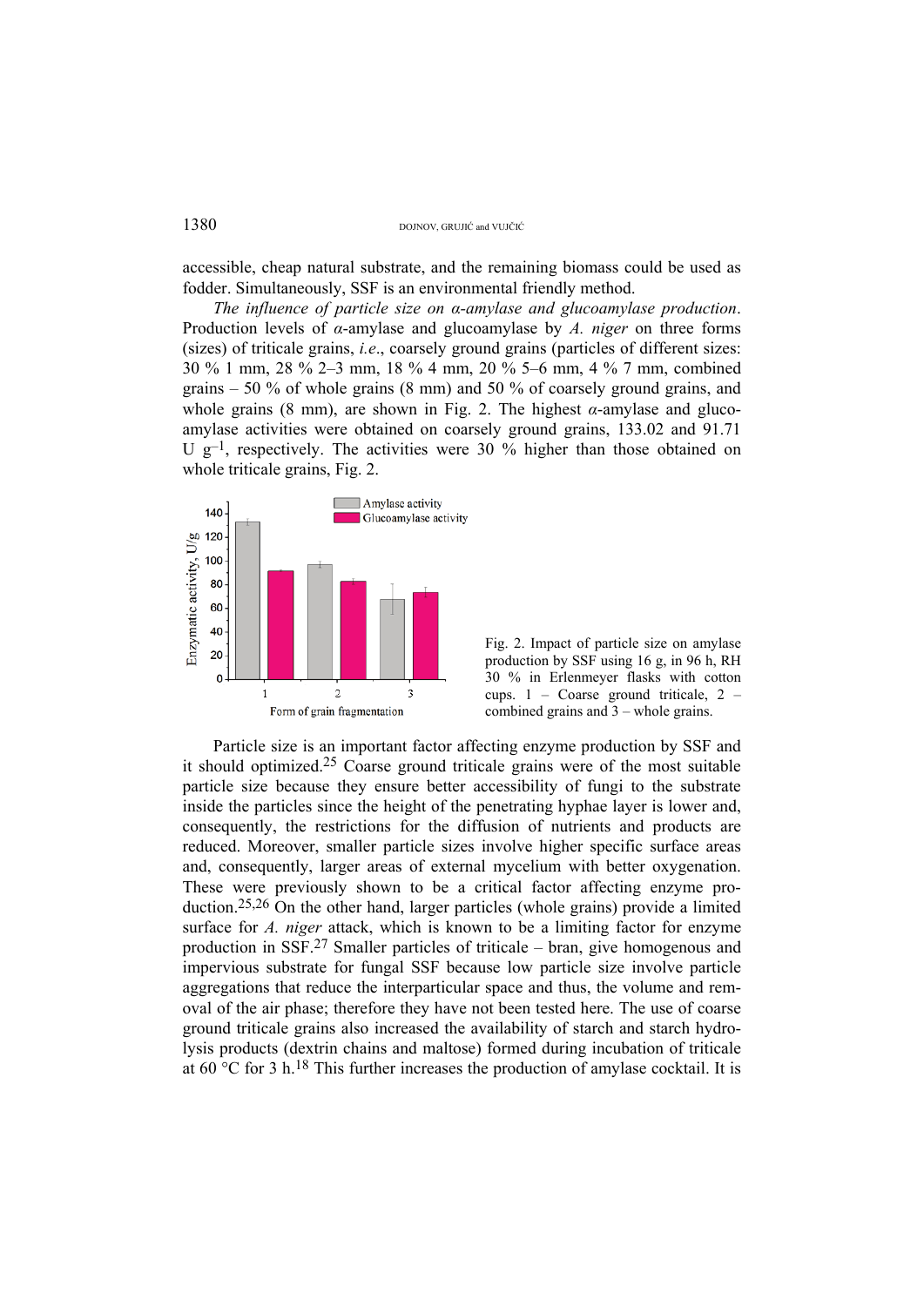accessible, cheap natural substrate, and the remaining biomass could be used as fodder. Simultaneously, SSF is an environmental friendly method.

*The influence of particle size on α-amylase and glucoamylase production*. Production levels of α-amylase and glucoamylase by *A. niger* on three forms (sizes) of triticale grains, *i.e.*, coarsely ground grains (particles of different sizes: 30 % 1 mm, 28 % 2–3 mm, 18 % 4 mm, 20 % 5–6 mm, 4 % 7 mm, combined grains – 50 % of whole grains (8 mm) and 50 % of coarsely ground grains, and whole grains (8 mm), are shown in Fig. 2. The highest α-amylase and glucoamylase activities were obtained on coarsely ground grains, 133.02 and 91.71 U $g^{-1}$, respectively. The activities were 30 % higher than those obtained on whole triticale grains, Fig. 2.

Fig. 2. Impact of particle size on amylase production by SSF using 16 g, in 96 h, RH 30 % in Erlenmeyer flasks with cotton cups. 1 – Coarse ground triticale, 2 – combined grains and 3 – whole grains.

Particle size is an important factor affecting enzyme production by SSF and it should optimized.[25] Coarse ground triticale grains were of the most suitable particle size because they ensure better accessibility of fungi to the substrate inside the particles since the height of the penetrating hyphae layer is lower and, consequently, the restrictions for the diffusion of nutrients and products are reduced. Moreover, smaller particle sizes involve higher specific surface areas and, consequently, larger areas of external mycelium with better oxygenation. These were previously shown to be a critical factor affecting enzyme production.[25,26] On the other hand, larger particles (whole grains) provide a limited surface for *A. niger* attack, which is known to be a limiting factor for enzyme production in SSF.[27] Smaller particles of triticale – bran, give homogenous and impervious substrate for fungal SSF because low particle size involve particle aggregations that reduce the interparticular space and thus, the volume and removal of the air phase; therefore they have not been tested here. The use of coarse ground triticale grains also increased the availability of starch and starch hydrolysis products (dextrin chains and maltose) formed during incubation of triticale at 60 °C for 3 h.[18] This further increases the production of amylase cocktail. It is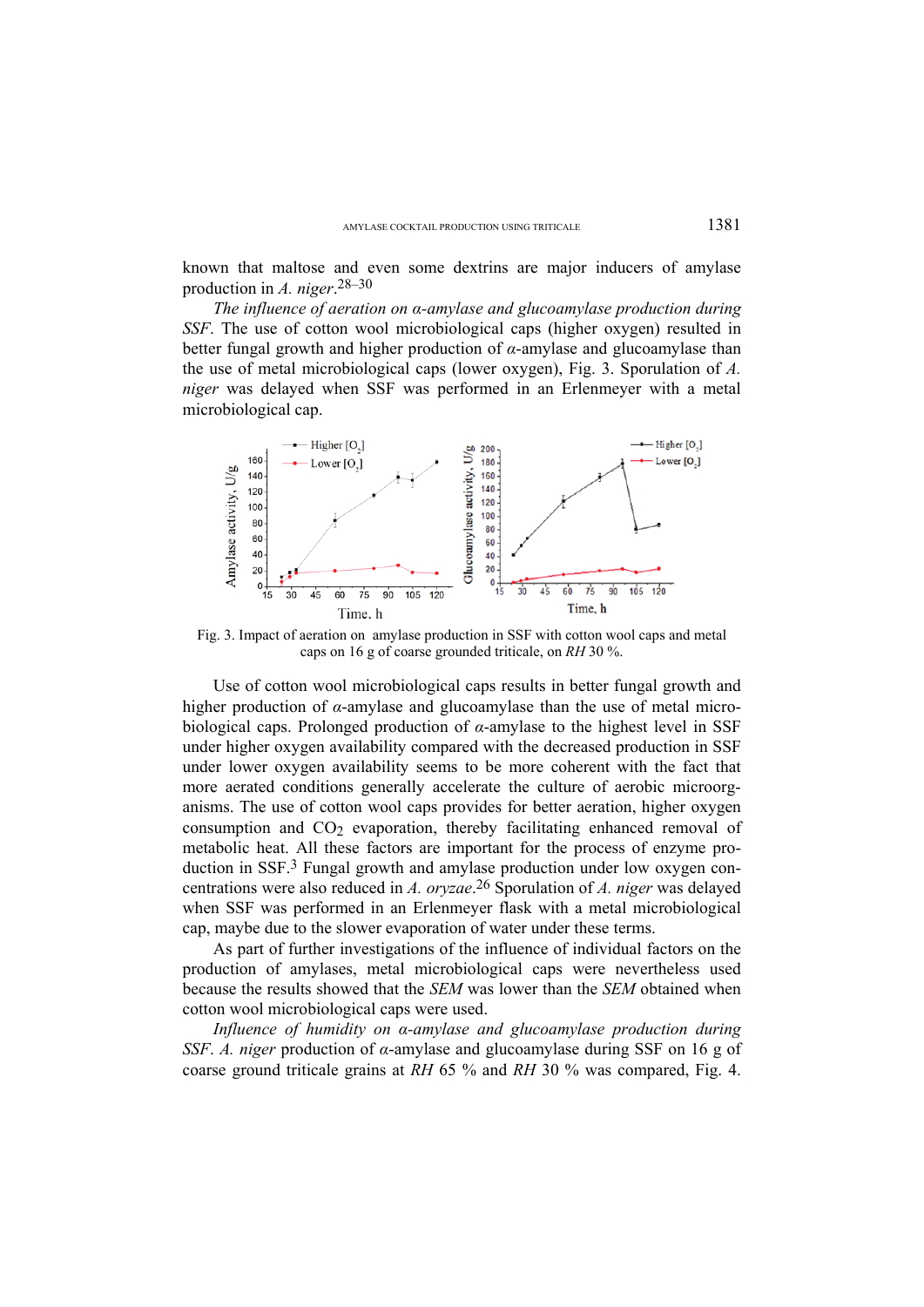known that maltose and even some dextrins are major inducers of amylase production in *A. niger*.[28–30]

*The influence of aeration on α-amylase and glucoamylase production during SSF*. The use of cotton wool microbiological caps (higher oxygen) resulted in better fungal growth and higher production of *α*-amylase and glucoamylase than the use of metal microbiological caps (lower oxygen), Fig. 3. Sporulation of *A. niger* was delayed when SSF was performed in an Erlenmeyer with a metal microbiological cap.

Fig. 3. Impact of aeration on amylase production in SSF with cotton wool caps and metal caps on 16 g of coarse grounded triticale, on *RH* 30 %.

Use of cotton wool microbiological caps results in better fungal growth and higher production of *α*-amylase and glucoamylase than the use of metal microbiological caps. Prolonged production of *α*-amylase to the highest level in SSF under higher oxygen availability compared with the decreased production in SSF under lower oxygen availability seems to be more coherent with the fact that more aerated conditions generally accelerate the culture of aerobic microorganisms. The use of cotton wool caps provides for better aeration, higher oxygen consumption and $CO_2$ evaporation, thereby facilitating enhanced removal of metabolic heat. All these factors are important for the process of enzyme production in SSF.[3] Fungal growth and amylase production under low oxygen concentrations were also reduced in *A. oryzae*.[26] Sporulation of *A. niger* was delayed when SSF was performed in an Erlenmeyer flask with a metal microbiological cap, maybe due to the slower evaporation of water under these terms.

As part of further investigations of the influence of individual factors on the production of amylases, metal microbiological caps were nevertheless used because the results showed that the *SEM* was lower than the *SEM* obtained when cotton wool microbiological caps were used.

*Influence of humidity on α-amylase and glucoamylase production during SSF*. *A. niger* production of *α*-amylase and glucoamylase during SSF on 16 g of coarse ground triticale grains at *RH* 65 % and *RH* 30 % was compared, Fig. 4.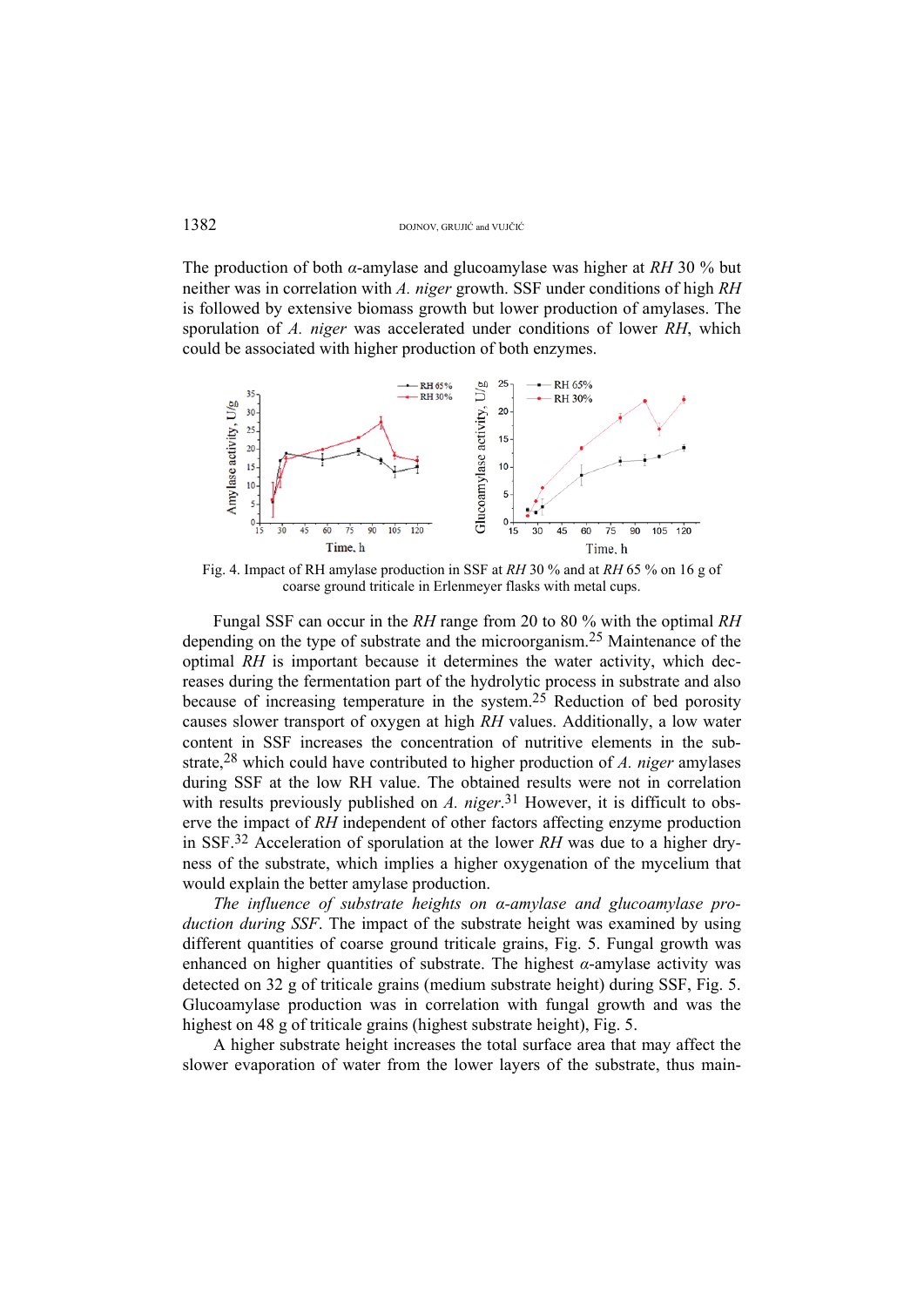The production of both α-amylase and glucoamylase was higher at *RH* 30 % but neither was in correlation with *A. niger* growth. SSF under conditions of high *RH* is followed by extensive biomass growth but lower production of amylases. The sporulation of *A. niger* was accelerated under conditions of lower *RH*, which could be associated with higher production of both enzymes.

Fig. 4. Impact of RH amylase production in SSF at *RH* 30 % and at *RH* 65 % on 16 g of coarse ground triticale in Erlenmeyer flasks with metal cups.

Fungal SSF can occur in the *RH* range from 20 to 80 % with the optimal *RH* depending on the type of substrate and the microorganism.[25] Maintenance of the optimal *RH* is important because it determines the water activity, which decreases during the fermentation part of the hydrolytic process in substrate and also because of increasing temperature in the system.[25] Reduction of bed porosity causes slower transport of oxygen at high *RH* values. Additionally, a low water content in SSF increases the concentration of nutritive elements in the substrate,[28] which could have contributed to higher production of *A. niger* amylases during SSF at the low RH value. The obtained results were not in correlation with results previously published on *A. niger*.[31] However, it is difficult to observe the impact of *RH* independent of other factors affecting enzyme production in SSF.[32] Acceleration of sporulation at the lower *RH* was due to a higher dryness of the substrate, which implies a higher oxygenation of the mycelium that would explain the better amylase production.

*The influence of substrate heights on α-amylase and glucoamylase production during SSF*. The impact of the substrate height was examined by using different quantities of coarse ground triticale grains, Fig. 5. Fungal growth was enhanced on higher quantities of substrate. The highest α-amylase activity was detected on 32 g of triticale grains (medium substrate height) during SSF, Fig. 5. Glucoamylase production was in correlation with fungal growth and was the highest on 48 g of triticale grains (highest substrate height), Fig. 5.

A higher substrate height increases the total surface area that may affect the slower evaporation of water from the lower layers of the substrate, thus main-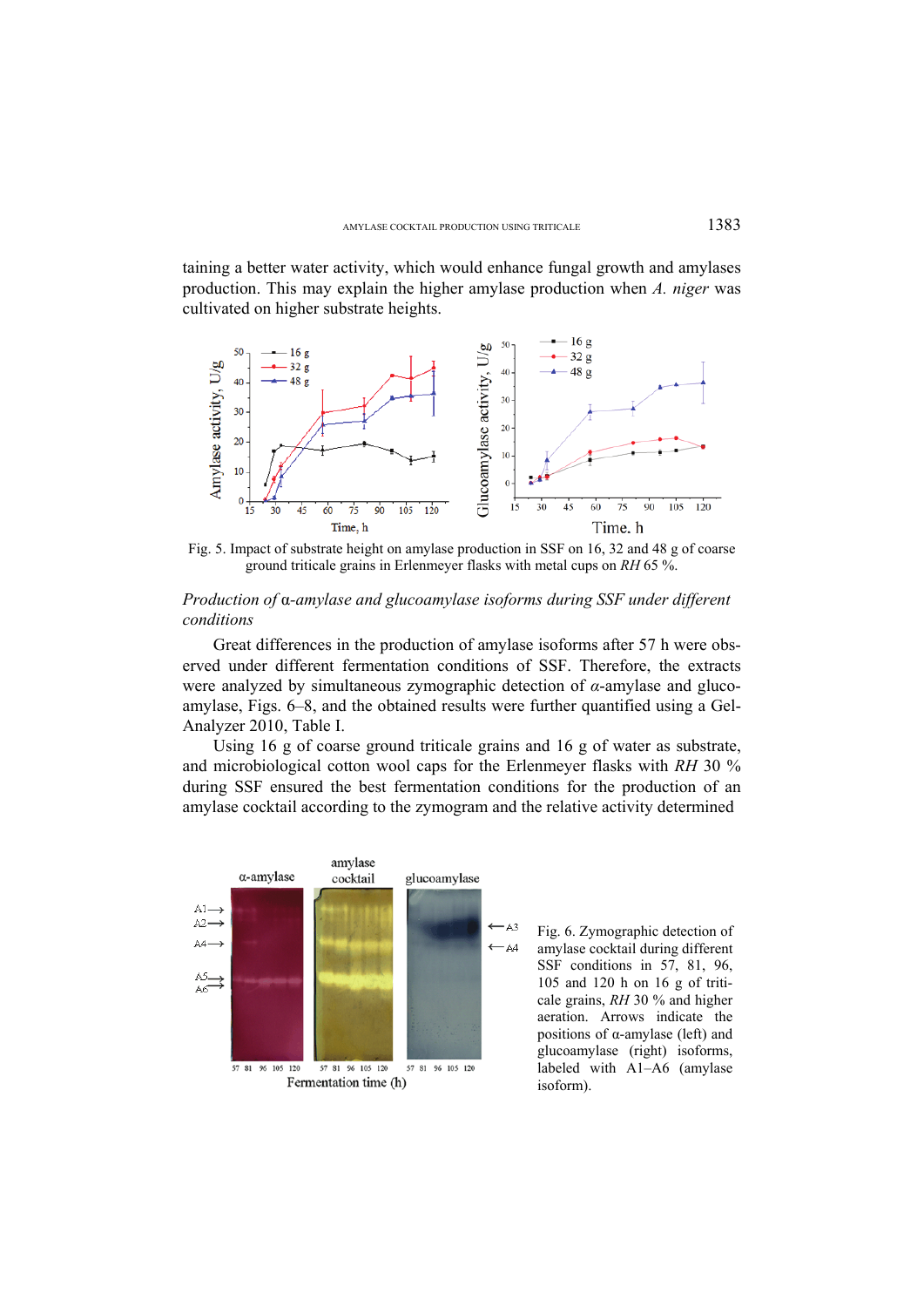taining a better water activity, which would enhance fungal growth and amylases production. This may explain the higher amylase production when *A. niger* was cultivated on higher substrate heights.

Fig. 5. Impact of substrate height on amylase production in SSF on 16, 32 and 48 g of coarse ground triticale grains in Erlenmeyer flasks with metal cups on *RH* 65 %.

*Production of* α*-amylase and glucoamylase isoforms during SSF under different conditions*

Great differences in the production of amylase isoforms after 57 h were observed under different fermentation conditions of SSF. Therefore, the extracts were analyzed by simultaneous zymographic detection of *α*-amylase and glucoamylase, Figs. 6–8, and the obtained results were further quantified using a Gel-Analyzer 2010, Table I.

Using 16 g of coarse ground triticale grains and 16 g of water as substrate, and microbiological cotton wool caps for the Erlenmeyer flasks with *RH* 30 % during SSF ensured the best fermentation conditions for the production of an amylase cocktail according to the zymogram and the relative activity determined

Fig. 6. Zymographic detection of amylase cocktail during different SSF conditions in 57, 81, 96, 105 and 120 h on 16 g of triticale grains, *RH* 30 % and higher aeration. Arrows indicate the positions of α-amylase (left) and glucoamylase (right) isoforms, labeled with A1–A6 (amylase isoform).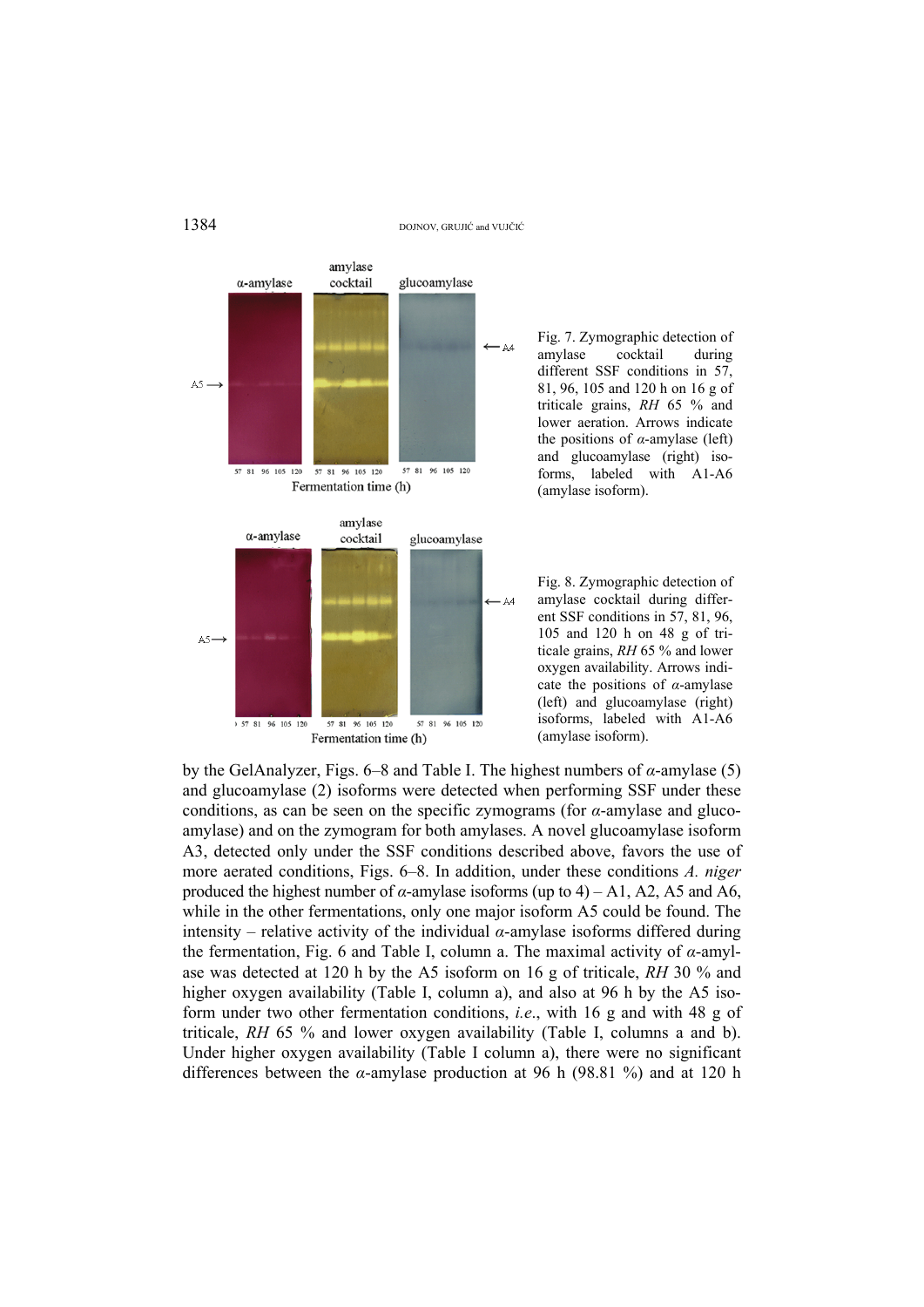Fig. 7. Zymographic detection of amylase cocktail during different SSF conditions in 57, 81, 96, 105 and 120 h on 16 g of triticale grains, *RH* 65 % and lower aeration. Arrows indicate the positions of *α*-amylase (left) and glucoamylase (right) isoforms, labeled with A1-A6 (amylase isoform).

Fig. 8. Zymographic detection of amylase cocktail during different SSF conditions in 57, 81, 96, 105 and 120 h on 48 g of triticale grains, *RH* 65 % and lower oxygen availability. Arrows indicate the positions of *α*-amylase (left) and glucoamylase (right) isoforms, labeled with A1-A6 (amylase isoform).

by the GelAnalyzer, Figs. 6–8 and Table I. The highest numbers of *α*-amylase (5) and glucoamylase (2) isoforms were detected when performing SSF under these conditions, as can be seen on the specific zymograms (for *α*-amylase and glucoamylase) and on the zymogram for both amylases. A novel glucoamylase isoform A3, detected only under the SSF conditions described above, favors the use of more aerated conditions, Figs. 6–8. In addition, under these conditions *A. niger* produced the highest number of *α*-amylase isoforms (up to 4) – A1, A2, A5 and A6, while in the other fermentations, only one major isoform A5 could be found. The intensity – relative activity of the individual *α*-amylase isoforms differed during the fermentation, Fig. 6 and Table I, column a. The maximal activity of *α*-amylase was detected at 120 h by the A5 isoform on 16 g of triticale, *RH* 30 % and higher oxygen availability (Table I, column a), and also at 96 h by the A5 isoform under two other fermentation conditions, *i.e.*, with 16 g and with 48 g of triticale, *RH* 65 % and lower oxygen availability (Table I, columns a and b). Under higher oxygen availability (Table I column a), there were no significant differences between the *α*-amylase production at 96 h (98.81 %) and at 120 h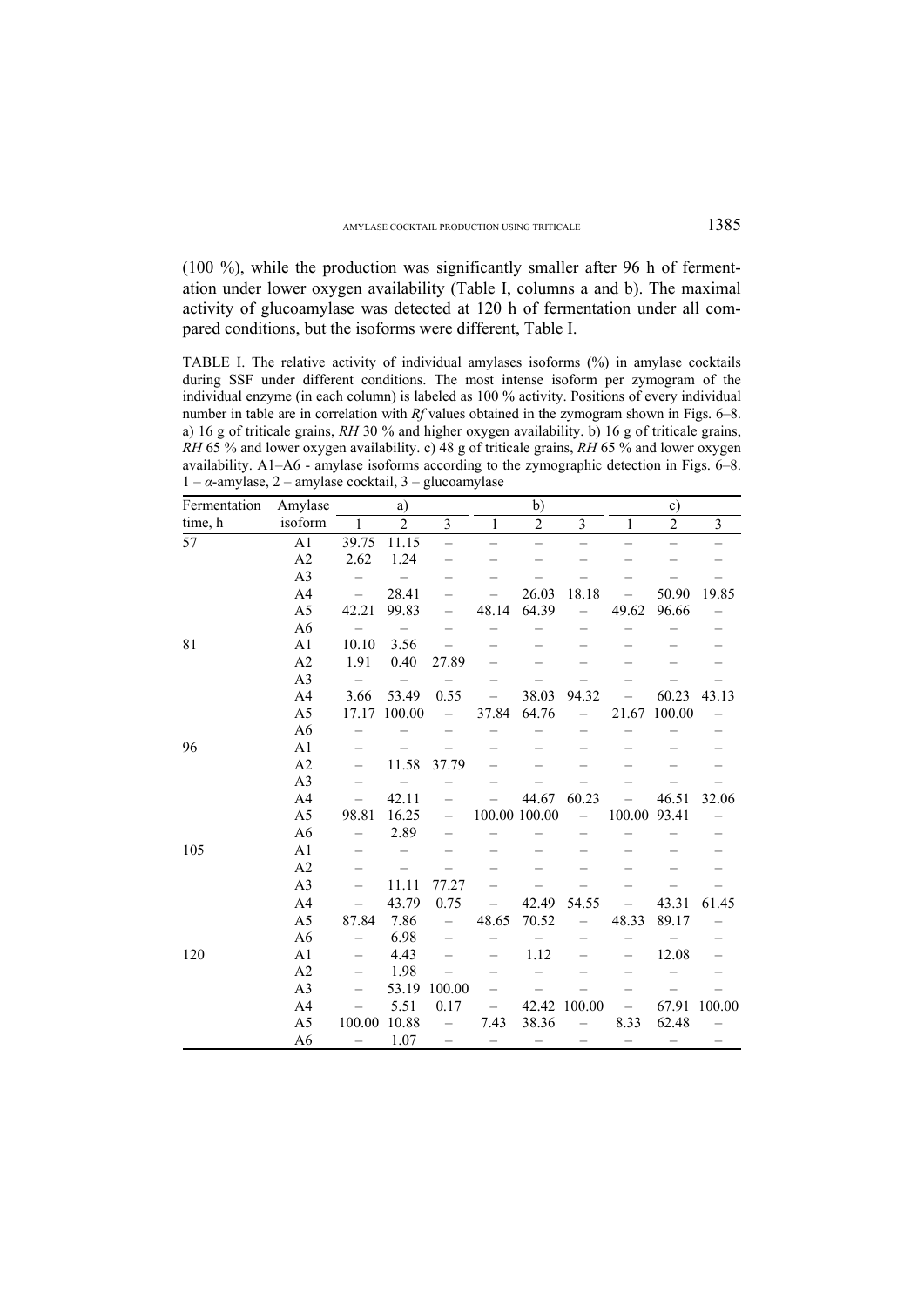(100 %), while the production was significantly smaller after 96 h of fermentation under lower oxygen availability (Table I, columns a and b). The maximal activity of glucoamylase was detected at 120 h of fermentation under all compared conditions, but the isoforms were different, Table I.

TABLE I. The relative activity of individual amylases isoforms (%) in amylase cocktails during SSF under different conditions. The most intense isoform per zymogram of the individual enzyme (in each column) is labeled as 100 % activity. Positions of every individual number in table are in correlation with *Rf* values obtained in the zymogram shown in Figs. 6–8. a) 16 g of triticale grains, *RH* 30 % and higher oxygen availability. b) 16 g of triticale grains, *RH* 65 % and lower oxygen availability. c) 48 g of triticale grains, *RH* 65 % and lower oxygen availability. A1–A6 - amylase isoforms according to the zymographic detection in Figs. 6–8. 1 – $\alpha$-amylase, 2 – amylase cocktail, 3 – glucoamylase

| Fermentation time, h | Amylase isoform | a) | | | b) | | | c) | | |
|---|---|---|---|---|---|---|---|---|---|---|
| | | 1 | 2 | 3 | 1 | 2 | 3 | 1 | 2 | 3 |
| 57 | A1 | 39.75 | 11.15 | – | – | – | – | – | – | – |
| | A2 | 2.62 | 1.24 | – | – | – | – | – | – | – |
| | A3 | – | – | – | – | – | – | – | – | – |
| | A4 | – | 28.41 | – | – | 26.03 | 18.18 | – | 50.90 | 19.85 |
| | A5 | 42.21 | 99.83 | – | 48.14 | 64.39 | – | 49.62 | 96.66 | – |
| | A6 | – | – | – | – | – | – | – | – | – |
| 81 | A1 | 10.10 | 3.56 | – | – | – | – | – | – | – |
| | A2 | 1.91 | 0.40 | 27.89 | – | – | – | – | – | – |
| | A3 | – | – | – | – | – | – | – | – | – |
| | A4 | 3.66 | 53.49 | 0.55 | – | 38.03 | 94.32 | – | 60.23 | 43.13 |
| | A5 | 17.17 | 100.00 | – | 37.84 | 64.76 | – | 21.67 | 100.00 | – |
| | A6 | – | – | – | – | – | – | – | – | – |
| 96 | A1 | – | – | – | – | – | – | – | – | – |
| | A2 | – | 11.58 | 37.79 | – | – | – | – | – | – |
| | A3 | – | – | – | – | – | – | – | – | – |
| | A4 | – | 42.11 | – | – | 44.67 | 60.23 | – | 46.51 | 32.06 |
| | A5 | 98.81 | 16.25 | – | 100.00 | 100.00 | – | 100.00 | 93.41 | – |
| | A6 | – | 2.89 | – | – | – | – | – | – | – |
| 105 | A1 | – | – | – | – | – | – | – | – | – |
| | A2 | – | – | – | – | – | – | – | – | – |
| | A3 | – | 11.11 | 77.27 | – | – | – | – | – | – |
| | A4 | – | 43.79 | 0.75 | – | 42.49 | 54.55 | – | 43.31 | 61.45 |
| | A5 | 87.84 | 7.86 | – | 48.65 | 70.52 | – | 48.33 | 89.17 | – |
| | A6 | – | 6.98 | – | – | – | – | – | – | – |
| 120 | A1 | – | 4.43 | – | – | 1.12 | – | – | 12.08 | – |
| | A2 | – | 1.98 | – | – | – | – | – | – | – |
| | A3 | – | 53.19 | 100.00 | – | – | – | – | – | – |
| | A4 | – | 5.51 | 0.17 | – | 42.42 | 100.00 | – | 67.91 | 100.00 |
| | A5 | 100.00 | 10.88 | – | 7.43 | 38.36 | – | 8.33 | 62.48 | – |
| | A6 | – | 1.07 | – | – | – | – | – | – | – |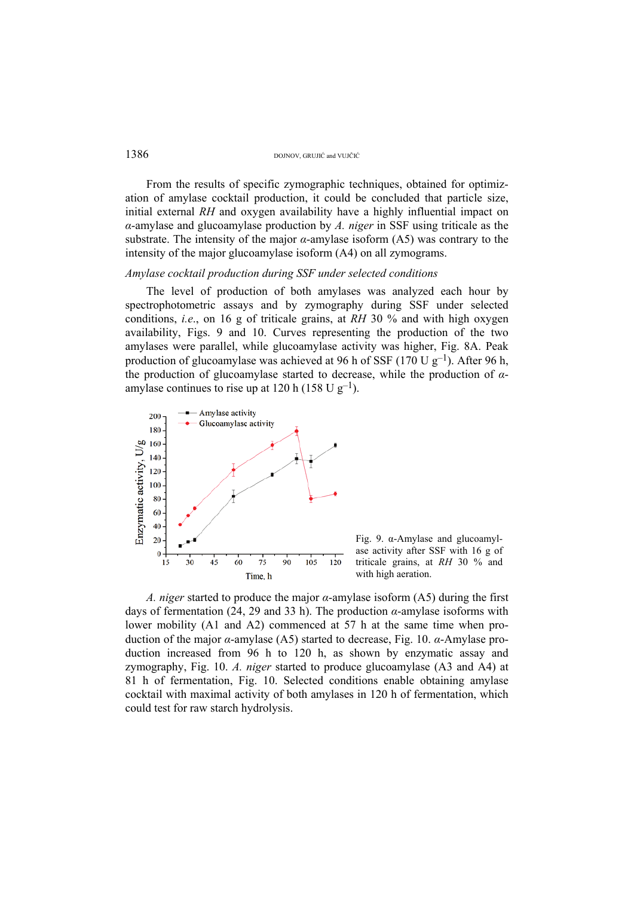From the results of specific zymographic techniques, obtained for optimization of amylase cocktail production, it could be concluded that particle size, initial external *RH* and oxygen availability have a highly influential impact on $\alpha$-amylase and glucoamylase production by *A. niger* in SSF using triticale as the substrate. The intensity of the major $\alpha$-amylase isoform (A5) was contrary to the intensity of the major glucoamylase isoform (A4) on all zymograms.

*Amylase cocktail production during SSF under selected conditions*

The level of production of both amylases was analyzed each hour by spectrophotometric assays and by zymography during SSF under selected conditions, *i.e.*, on 16 g of triticale grains, at *RH* 30 % and with high oxygen availability, Figs. 9 and 10. Curves representing the production of the two amylases were parallel, while glucoamylase activity was higher, Fig. 8A. Peak production of glucoamylase was achieved at 96 h of SSF (170 U $g^{-1}$). After 96 h, the production of glucoamylase started to decrease, while the production of $\alpha$-amylase continues to rise up at 120 h (158 U $g^{-1}$).

Fig. 9. α-Amylase and glucoamylase activity after SSF with 16 g of triticale grains, at *RH* 30 % and with high aeration.

*A. niger* started to produce the major $\alpha$-amylase isoform (A5) during the first days of fermentation (24, 29 and 33 h). The production $\alpha$-amylase isoforms with lower mobility (A1 and A2) commenced at 57 h at the same time when production of the major $\alpha$-amylase (A5) started to decrease, Fig. 10. $\alpha$-Amylase production increased from 96 h to 120 h, as shown by enzymatic assay and zymography, Fig. 10. *A. niger* started to produce glucoamylase (A3 and A4) at 81 h of fermentation, Fig. 10. Selected conditions enable obtaining amylase cocktail with maximal activity of both amylases in 120 h of fermentation, which could test for raw starch hydrolysis.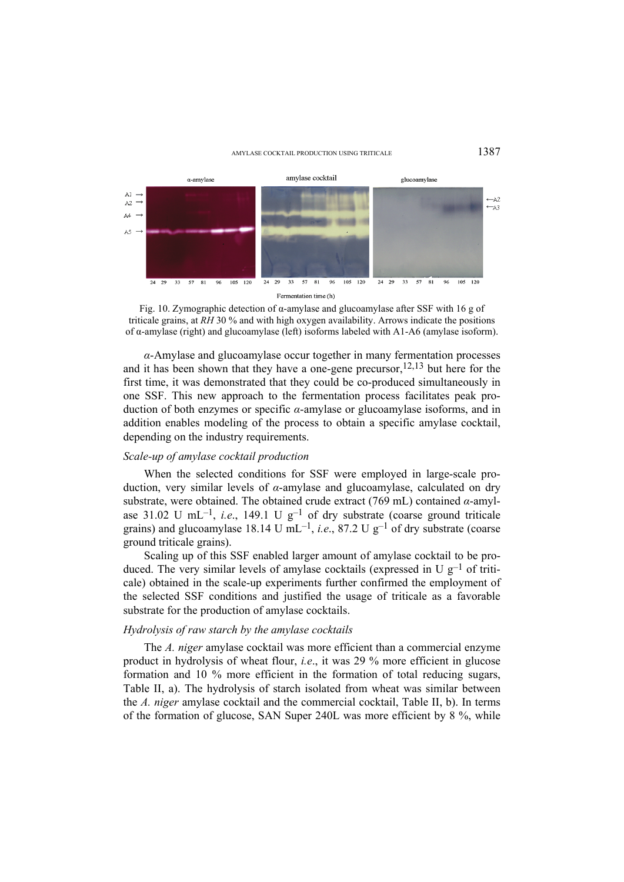Fig. 10. Zymographic detection of α-amylase and glucoamylase after SSF with 16 g of triticale grains, at *RH* 30 % and with high oxygen availability. Arrows indicate the positions of α-amylase (right) and glucoamylase (left) isoforms labeled with A1-A6 (amylase isoform).

*α*-Amylase and glucoamylase occur together in many fermentation processes and it has been shown that they have a one-gene precursor,[12,13] but here for the first time, it was demonstrated that they could be co-produced simultaneously in one SSF. This new approach to the fermentation process facilitates peak production of both enzymes or specific *α*-amylase or glucoamylase isoforms, and in addition enables modeling of the process to obtain a specific amylase cocktail, depending on the industry requirements.

### *Scale-up of amylase cocktail production*

When the selected conditions for SSF were employed in large-scale production, very similar levels of *α*-amylase and glucoamylase, calculated on dry substrate, were obtained. The obtained crude extract (769 mL) contained *α*-amylase 31.02 U $mL^{-1}$, *i.e.*, 149.1 U $g^{-1}$ of dry substrate (coarse ground triticale grains) and glucoamylase 18.14 U $mL^{-1}$, *i.e.*, 87.2 U $g^{-1}$ of dry substrate (coarse ground triticale grains).

Scaling up of this SSF enabled larger amount of amylase cocktail to be produced. The very similar levels of amylase cocktails (expressed in U $g^{-1}$ of triticale) obtained in the scale-up experiments further confirmed the employment of the selected SSF conditions and justified the usage of triticale as a favorable substrate for the production of amylase cocktails.

### *Hydrolysis of raw starch by the amylase cocktails*

The *A. niger* amylase cocktail was more efficient than a commercial enzyme product in hydrolysis of wheat flour, *i.e.*, it was 29 % more efficient in glucose formation and 10 % more efficient in the formation of total reducing sugars, Table II, a). The hydrolysis of starch isolated from wheat was similar between the *A. niger* amylase cocktail and the commercial cocktail, Table II, b). In terms of the formation of glucose, SAN Super 240L was more efficient by 8 %, while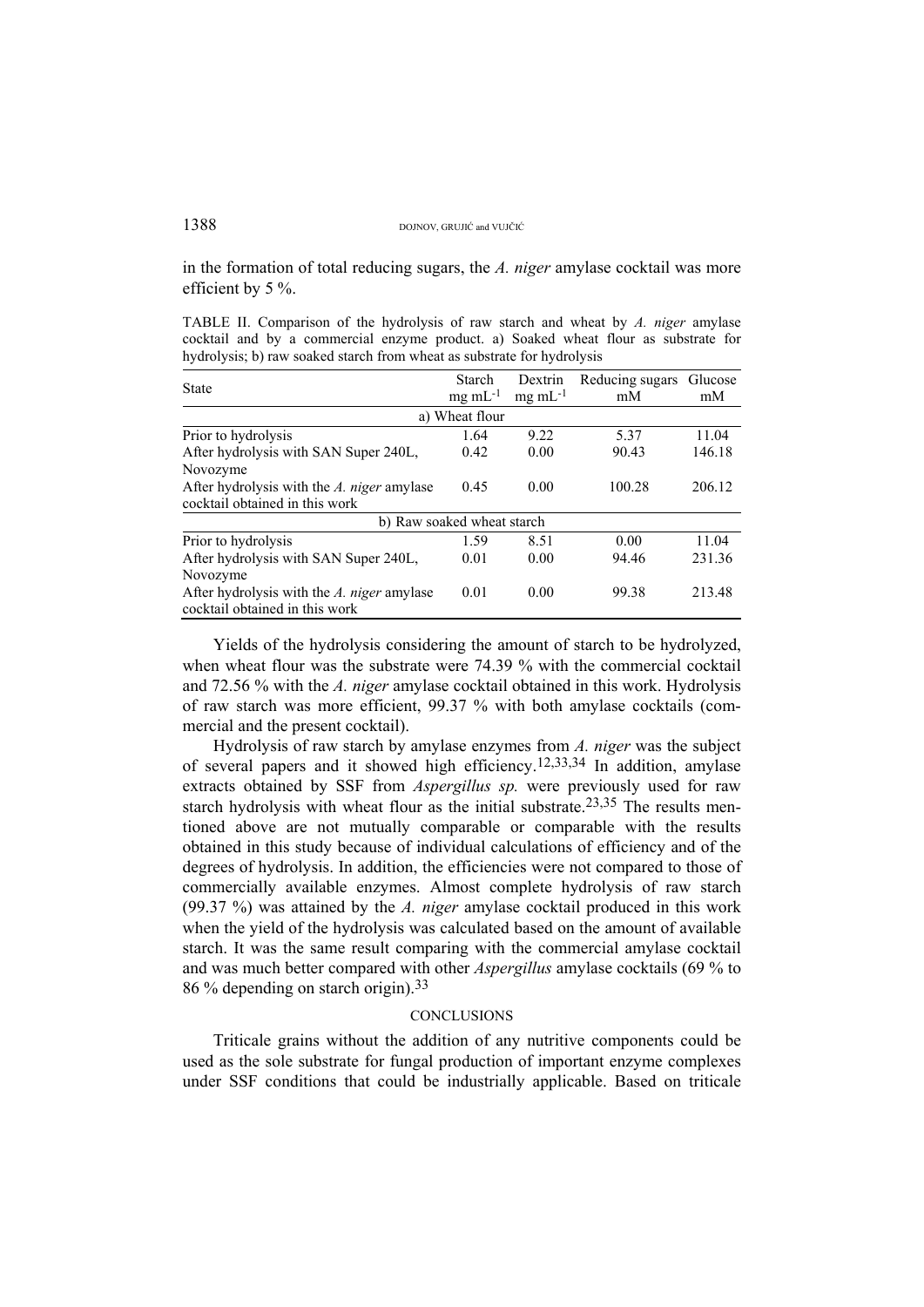in the formation of total reducing sugars, the *A. niger* amylase cocktail was more efficient by 5 %.

TABLE II. Comparison of the hydrolysis of raw starch and wheat by *A. niger* amylase cocktail and by a commercial enzyme product. a) Soaked wheat flour as substrate for hydrolysis; b) raw soaked starch from wheat as substrate for hydrolysis

| State | Starch mg mL$^{-1}$ | Dextrin mg mL$^{-1}$ | Reducing sugars mM | Glucose mM |
|---|---|---|---|---|
| a) Wheat flour | | | | |
| Prior to hydrolysis | 1.64 | 9.22 | 5.37 | 11.04 |
| After hydrolysis with SAN Super 240L, Novozyme | 0.42 | 0.00 | 90.43 | 146.18 |
| After hydrolysis with the *A. niger* amylase cocktail obtained in this work | 0.45 | 0.00 | 100.28 | 206.12 |
| b) Raw soaked wheat starch | | | | |
| Prior to hydrolysis | 1.59 | 8.51 | 0.00 | 11.04 |
| After hydrolysis with SAN Super 240L, Novozyme | 0.01 | 0.00 | 94.46 | 231.36 |
| After hydrolysis with the *A. niger* amylase cocktail obtained in this work | 0.01 | 0.00 | 99.38 | 213.48 |

Yields of the hydrolysis considering the amount of starch to be hydrolyzed, when wheat flour was the substrate were 74.39 % with the commercial cocktail and 72.56 % with the *A. niger* amylase cocktail obtained in this work. Hydrolysis of raw starch was more efficient, 99.37 % with both amylase cocktails (commercial and the present cocktail).

Hydrolysis of raw starch by amylase enzymes from *A. niger* was the subject of several papers and it showed high efficiency.[12,33,34] In addition, amylase extracts obtained by SSF from *Aspergillus sp.* were previously used for raw starch hydrolysis with wheat flour as the initial substrate.[23,35] The results mentioned above are not mutually comparable or comparable with the results obtained in this study because of individual calculations of efficiency and of the degrees of hydrolysis. In addition, the efficiencies were not compared to those of commercially available enzymes. Almost complete hydrolysis of raw starch (99.37 %) was attained by the *A. niger* amylase cocktail produced in this work when the yield of the hydrolysis was calculated based on the amount of available starch. It was the same result comparing with the commercial amylase cocktail and was much better compared with other *Aspergillus* amylase cocktails (69 % to 86 % depending on starch origin).[33]

## CONCLUSIONS

Triticale grains without the addition of any nutritive components could be used as the sole substrate for fungal production of important enzyme complexes under SSF conditions that could be industrially applicable. Based on triticale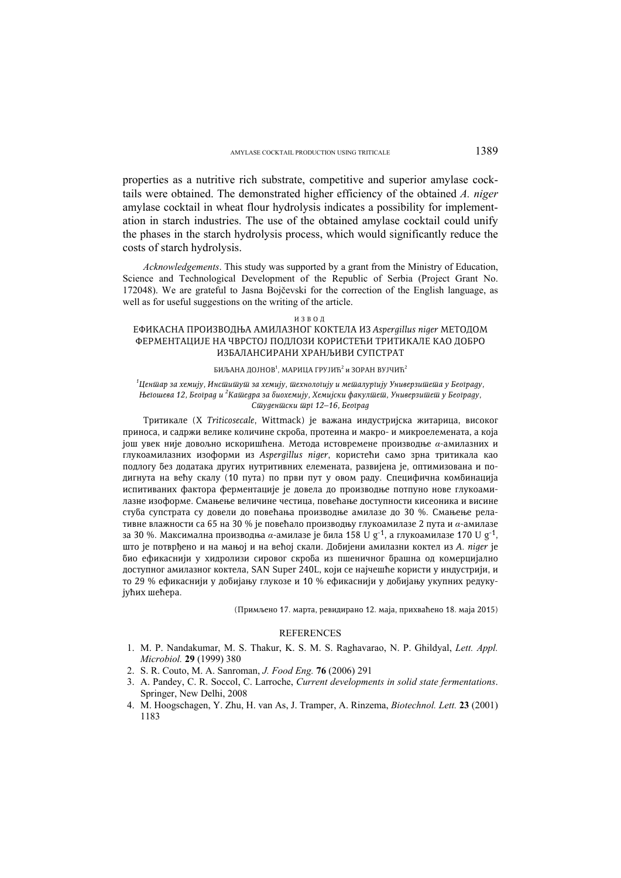properties as a nutritive rich substrate, competitive and superior amylase cocktails were obtained. The demonstrated higher efficiency of the obtained *A. niger* amylase cocktail in wheat flour hydrolysis indicates a possibility for implementation in starch industries. The use of the obtained amylase cocktail could unify the phases in the starch hydrolysis process, which would significantly reduce the costs of starch hydrolysis.

*Acknowledgements*. This study was supported by a grant from the Ministry of Education, Science and Technological Development of the Republic of Serbia (Project Grant No. 172048). We are grateful to Jasna Bojčevski for the correction of the English language, as well as for useful suggestions on the writing of the article.

ИЗВОД

## ЕФИКАСНА ПРОИЗВОДЊА АМИЛАЗНОГ КОКТЕЛА ИЗ *Aspergillus niger* МЕТОДОМ ФЕРМЕНТАЦИЈЕ НА ЧВРСТОЈ ПОДЛОЗИ КОРИСТЕЋИ ТРИТИКАЛЕ КАО ДОБРО ИЗБАЛАНСИРАНИ ХРАНЉИВИ СУПСТРАТ

БИЉАНА ДОЈНОВ[1], МАРИЦА ГРУЈИЋ[2] и ЗОРАН ВУЈЧИЋ[2]

[1]*Центар за хемију, Институт за хемију, технологију и металургију Универзитета у Београду, Његошева 12, Београд* и [2]*Катедра за биохемију, Хемијски факултет, Универзитет у Београду, Студентски трг 12–16, Београд*

Тритикале (X *Triticosecale*, Wittmack) је важана индустријска житарица, високог приноса, и садржи велике количине скроба, протеина и макро- и микроелемената, а која још увек није довољно искоришћена. Метода истовремене производње $\alpha$-амилазних и глукоамилазних изоформи из *Aspergillus niger*, користећи само зрна тритикала као подлогу без додатака других нутритивних елемената, развијена је, оптимизована и подигнута на већу скалу (10 пута) по први пут у овом раду. Специфична комбинација испитиваних фактора ферментације је довела до производње потпуно нове глукоамилазне изоформе. Смањење величине честица, повећање доступности кисеоника и висине стуба супстрата су довели до повећања производње амилазе до 30 %. Смањење релативне влажности са 65 на 30 % је повећало производњу глукоамилазе 2 пута и $\alpha$-амилазе за 30 %. Максимална производња $\alpha$-амилазе је била 158 U g$^{-1}$, а глукоамилазе 170 U g$^{-1}$, што је потврђено и на мањој и на већој скали. Добијени амилазни коктел из *A. niger* је био ефикаснији у хидролизи сировог скроба из пшеничног брашна од комерцијално доступног амилазног коктела, SAN Super 240L, који се најчешће користи у индустрији, и то 29 % ефикаснији у добијању глукозе и 10 % ефикаснији у добијању укупних редукујућих шећера.

(Примљено 17. марта, ревидирано 12. маја, прихваћено 18. маја 2015)

## REFERENCES

1. M. P. Nandakumar, M. S. Thakur, K. S. M. S. Raghavarao, N. P. Ghildyal, *Lett. Appl. Microbiol.* **29** (1999) 380
2. S. R. Couto, M. A. Sanroman, *J. Food Eng.* **76** (2006) 291
3. A. Pandey, C. R. Soccol, C. Larroche, *Current developments in solid state fermentations*. Springer, New Delhi, 2008
4. M. Hoogschagen, Y. Zhu, H. van As, J. Tramper, A. Rinzema, *Biotechnol. Lett.* **23** (2001) 1183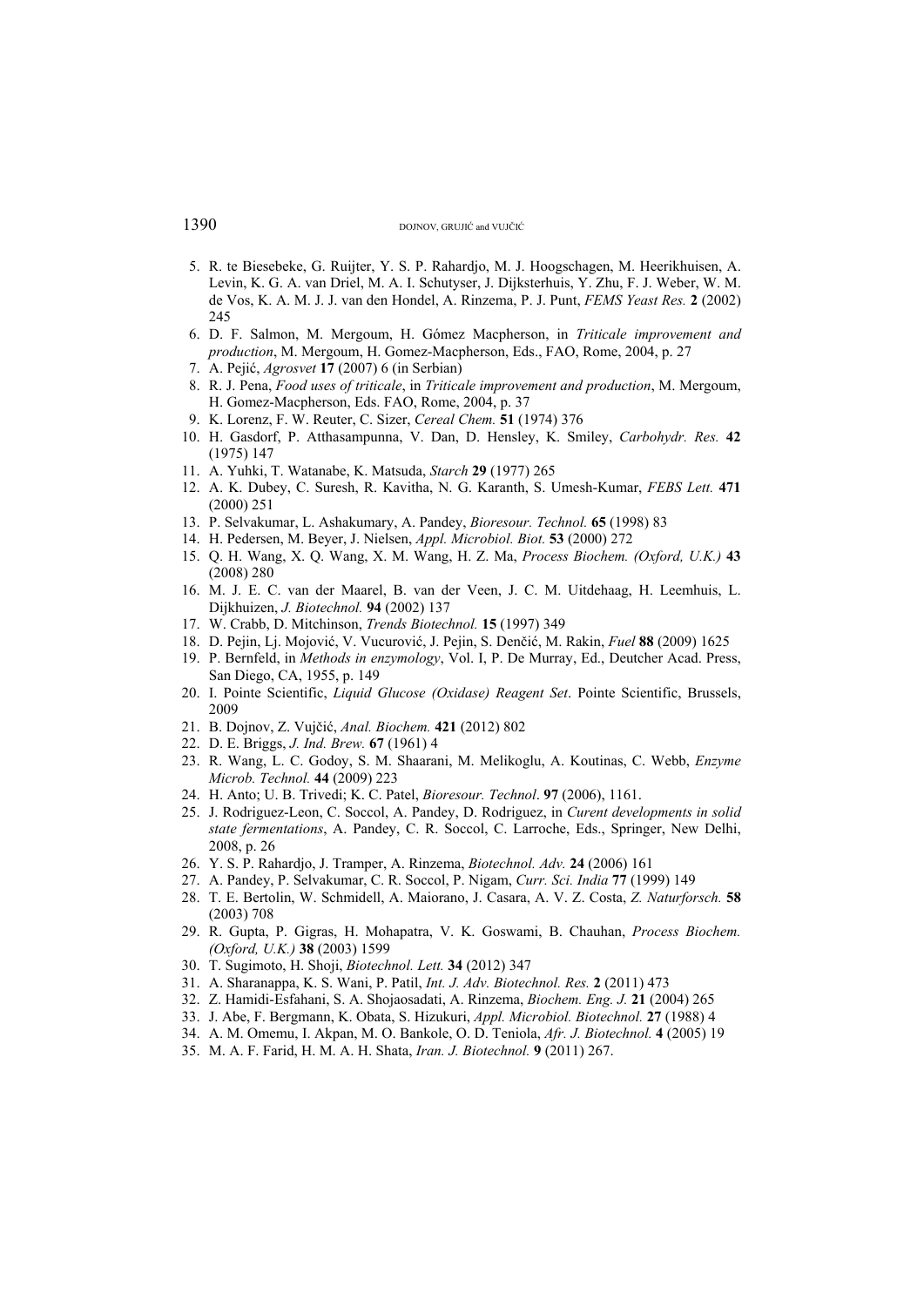5. R. te Biesebeke, G. Ruijter, Y. S. P. Rahardjo, M. J. Hoogschagen, M. Heerikhuisen, A. Levin, K. G. A. van Driel, M. A. I. Schutyser, J. Dijksterhuis, Y. Zhu, F. J. Weber, W. M. de Vos, K. A. M. J. J. van den Hondel, A. Rinzema, P. J. Punt, *FEMS Yeast Res.* **2** (2002) 245
6. D. F. Salmon, M. Mergoum, H. Gómez Macpherson, in *Triticale improvement and production*, M. Mergoum, H. Gomez-Macpherson, Eds., FAO, Rome, 2004, p. 27
7. A. Pejić, *Agrosvet* **17** (2007) 6 (in Serbian)
8. R. J. Pena, *Food uses of triticale*, in *Triticale improvement and production*, M. Mergoum, H. Gomez-Macpherson, Eds. FAO, Rome, 2004, p. 37
9. K. Lorenz, F. W. Reuter, C. Sizer, *Cereal Chem.* **51** (1974) 376
10. H. Gasdorf, P. Atthasampunna, V. Dan, D. Hensley, K. Smiley, *Carbohydr. Res.* **42** (1975) 147
11. A. Yuhki, T. Watanabe, K. Matsuda, *Starch* **29** (1977) 265
12. A. K. Dubey, C. Suresh, R. Kavitha, N. G. Karanth, S. Umesh-Kumar, *FEBS Lett.* **471** (2000) 251
13. P. Selvakumar, L. Ashakumary, A. Pandey, *Bioresour. Technol.* **65** (1998) 83
14. H. Pedersen, M. Beyer, J. Nielsen, *Appl. Microbiol. Biot.* **53** (2000) 272
15. Q. H. Wang, X. Q. Wang, X. M. Wang, H. Z. Ma, *Process Biochem. (Oxford, U.K.)* **43** (2008) 280
16. M. J. E. C. van der Maarel, B. van der Veen, J. C. M. Uitdehaag, H. Leemhuis, L. Dijkhuizen, *J. Biotechnol.* **94** (2002) 137
17. W. Crabb, D. Mitchinson, *Trends Biotechnol.* **15** (1997) 349
18. D. Pejin, Lj. Mojović, V. Vucurović, J. Pejin, S. Denčić, M. Rakin, *Fuel* **88** (2009) 1625
19. P. Bernfeld, in *Methods in enzymology*, Vol. I, P. De Murray, Ed., Deutcher Acad. Press, San Diego, CA, 1955, p. 149
20. I. Pointe Scientific, *Liquid Glucose (Oxidase) Reagent Set*. Pointe Scientific, Brussels, 2009
21. B. Dojnov, Z. Vujčić, *Anal. Biochem.* **421** (2012) 802
22. D. E. Briggs, *J. Ind. Brew.* **67** (1961) 4
23. R. Wang, L. C. Godoy, S. M. Shaarani, M. Melikoglu, A. Koutinas, C. Webb, *Enzyme Microb. Technol.* **44** (2009) 223
24. H. Anto; U. B. Trivedi; K. C. Patel, *Bioresour. Technol*. **97** (2006), 1161.
25. J. Rodriguez-Leon, C. Soccol, A. Pandey, D. Rodriguez, in *Curent developments in solid state fermentations*, A. Pandey, C. R. Soccol, C. Larroche, Eds., Springer, New Delhi, 2008, p. 26
26. Y. S. P. Rahardjo, J. Tramper, A. Rinzema, *Biotechnol. Adv.* **24** (2006) 161
27. A. Pandey, P. Selvakumar, C. R. Soccol, P. Nigam, *Curr. Sci. India* **77** (1999) 149
28. T. E. Bertolin, W. Schmidell, A. Maiorano, J. Casara, A. V. Z. Costa, *Z. Naturforsch.* **58** (2003) 708
29. R. Gupta, P. Gigras, H. Mohapatra, V. K. Goswami, B. Chauhan, *Process Biochem. (Oxford, U.K.)* **38** (2003) 1599
30. T. Sugimoto, H. Shoji, *Biotechnol. Lett.* **34** (2012) 347
31. A. Sharanappa, K. S. Wani, P. Patil, *Int. J. Adv. Biotechnol. Res.* **2** (2011) 473
32. Z. Hamidi-Esfahani, S. A. Shojaosadati, A. Rinzema, *Biochem. Eng. J.* **21** (2004) 265
33. J. Abe, F. Bergmann, K. Obata, S. Hizukuri, *Appl. Microbiol. Biotechnol.* **27** (1988) 4
34. A. M. Omemu, I. Akpan, M. O. Bankole, O. D. Teniola, *Afr. J. Biotechnol.* **4** (2005) 19
35. M. A. F. Farid, H. M. A. H. Shata, *Iran. J. Biotechnol.* **9** (2011) 267.